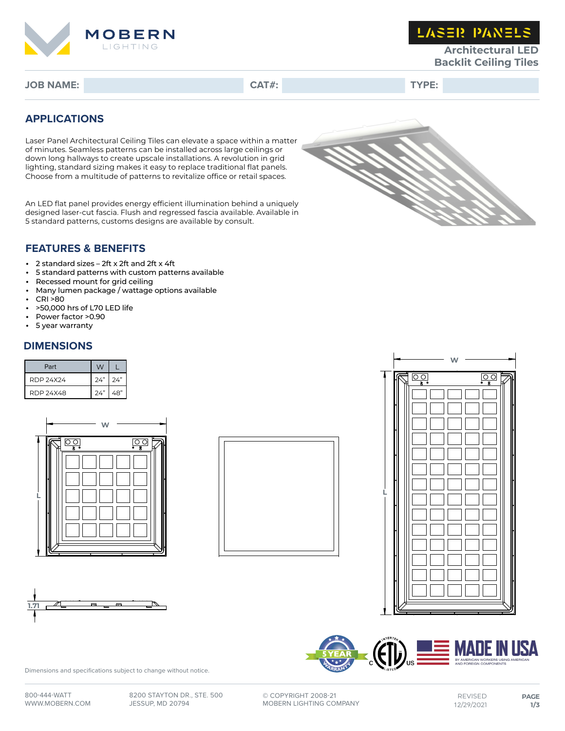# MOBERN LIGHTING

## LASER PANELS

**Architectural LED Backlit Ceiling Tiles**

**JOB NAME:** | **CAT#:** | **TYPE:**

## APPLICATIONS

Laser Panel Architectural Ceiling Tiles can elevate a space within a matter of minutes. Seamless patterns can be installed across large ceilings or down long hallways to create upscale installations. A revolution in grid lighting, standard sizing makes it easy to replace traditional flat panels. Choose from a multitude of patterns to revitalize office or retail spaces.

An LED flat panel provides energy efficient illumination behind a uniquely designed laser-cut fascia. Flush and regressed fascia available. Available in 5 standard patterns, customs designs are available by consult.

## FEATURES & BENEFITS

- 2 standard sizes – 2ft x 2ft and 2ft x 4ft
- 5 standard patterns with custom patterns available
- Recessed mount for grid ceiling
- Many lumen package / wattage options available
- CRI >80
- >50,000 hrs of L70 LED life
- Power factor >0.90
- 5 year warranty

## DIMENSIONS

| Part | W | L |
|---|---|---|
| RDP 24X24 | 24" | 24" |
| RDP 24X48 | 24" | 48" |

W

L

1.71

5 YEAR WARRANTY

MADE IN USA BY AMERICAN WORKERS USING AMERICAN AND FOREIGN COMPONENTS

Dimensions and specifications subject to change without notice.

800-444-WATT
WWW.MOBERN.COM

8200 STAYTON DR., STE. 500
JESSUP, MD 20794

© COPYRIGHT 2008-21
MOBERN LIGHTING COMPANY

REVISED
12/29/2021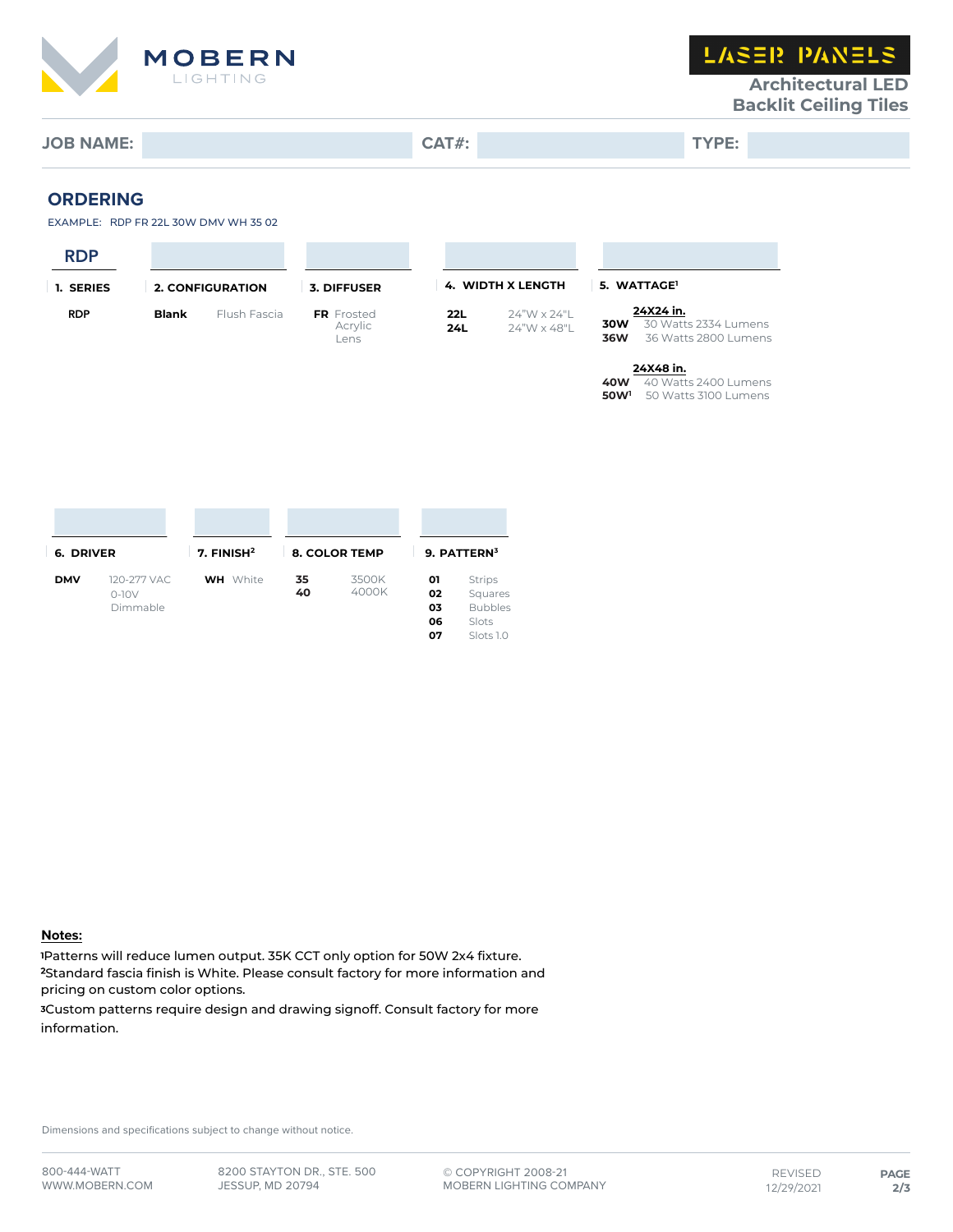MOBERN LIGHTING

LASER PANELS

Architectural LED Backlit Ceiling Tiles

**JOB NAME:** | **CAT#:** | **TYPE:**

## ORDERING

EXAMPLE: RDP FR 22L 30W DMV WH 35 02

| RDP | | | | |
|---|---|---|---|---|
| **1. SERIES** | **2. CONFIGURATION** | **3. DIFFUSER** | **4. WIDTH X LENGTH** | **5. WATTAGE[1]** |
| **RDP** | **Blank** Flush Fascia | **FR** Frosted Acrylic Lens | **22L** 24"W x 24"L<br>**24L** 24"W x 48"L | **24X24 in.**<br>**30W** 30 Watts 2334 Lumens<br>**36W** 36 Watts 2800 Lumens<br><br>**24X48 in.**<br>**40W** 40 Watts 2400 Lumens<br>**50W[1]** 50 Watts 3100 Lumens |

| **6. DRIVER** | **7. FINISH[2]** | **8. COLOR TEMP** | **9. PATTERN[3]** |
|---|---|---|---|
| **DMV** 120-277 VAC 0-10V Dimmable | **WH** White | **35** 3500K<br>**40** 4000K | **01** Strips<br>**02** Squares<br>**03** Bubbles<br>**06** Slots<br>**07** Slots 1.0 |

**Notes:**

[1]Patterns will reduce lumen output. 35K CCT only option for 50W 2x4 fixture.

[2]Standard fascia finish is White. Please consult factory for more information and pricing on custom color options.

[3]Custom patterns require design and drawing signoff. Consult factory for more information.

Dimensions and specifications subject to change without notice.

800-444-WATT
WWW.MOBERN.COM

8200 STAYTON DR., STE. 500
JESSUP, MD 20794

© COPYRIGHT 2008-21
MOBERN LIGHTING COMPANY

REVISED
12/29/2021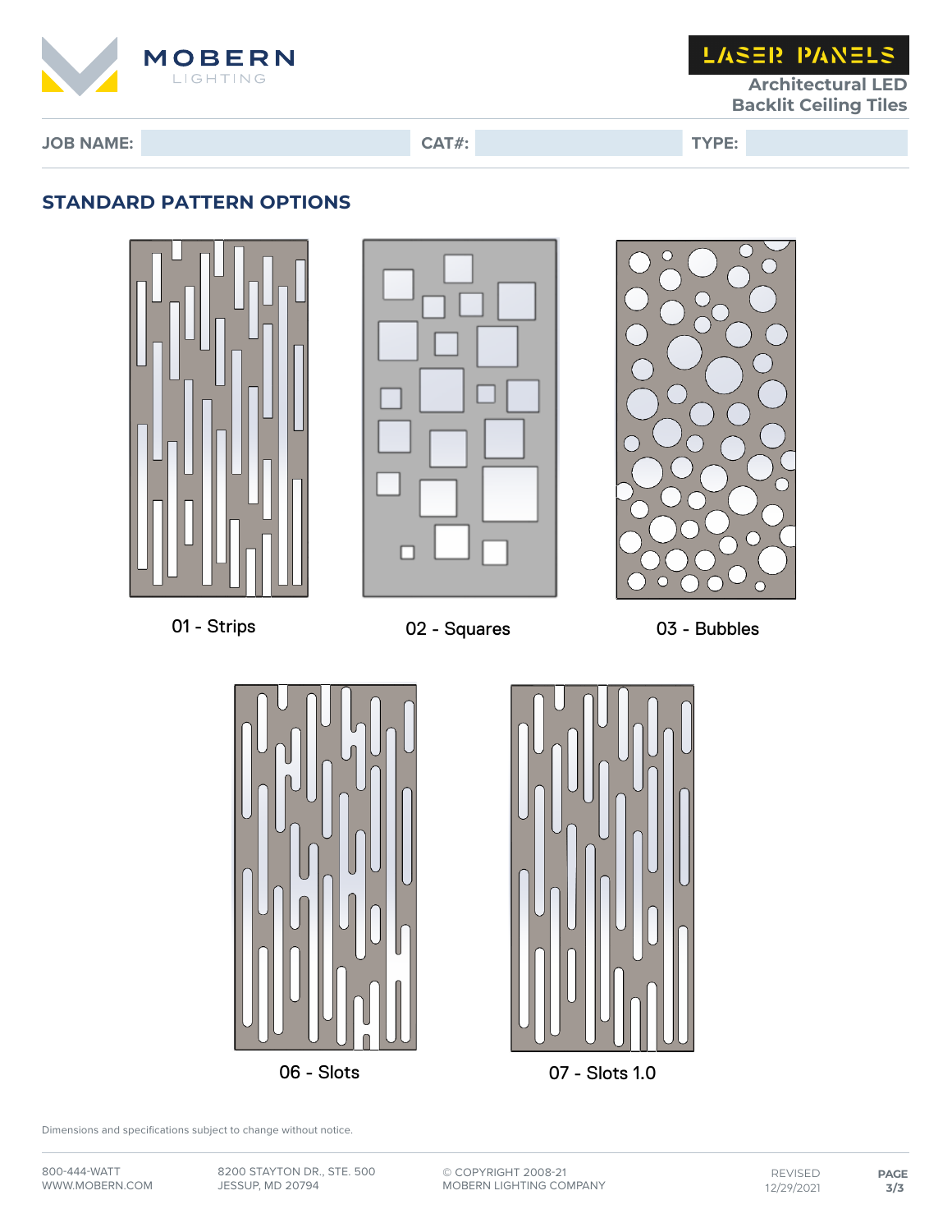MOBERN LIGHTING

**LASER PANELS**
Architectural LED Backlit Ceiling Tiles

JOB NAME: | CAT#: | TYPE:

## STANDARD PATTERN OPTIONS

01 - Strips

02 - Squares

03 - Bubbles

06 - Slots

07 - Slots 1.0

Dimensions and specifications subject to change without notice.

800-444-WATT
WWW.MOBERN.COM

8200 STAYTON DR., STE. 500
JESSUP, MD 20794

© COPYRIGHT 2008-21
MOBERN LIGHTING COMPANY

REVISED
12/29/2021